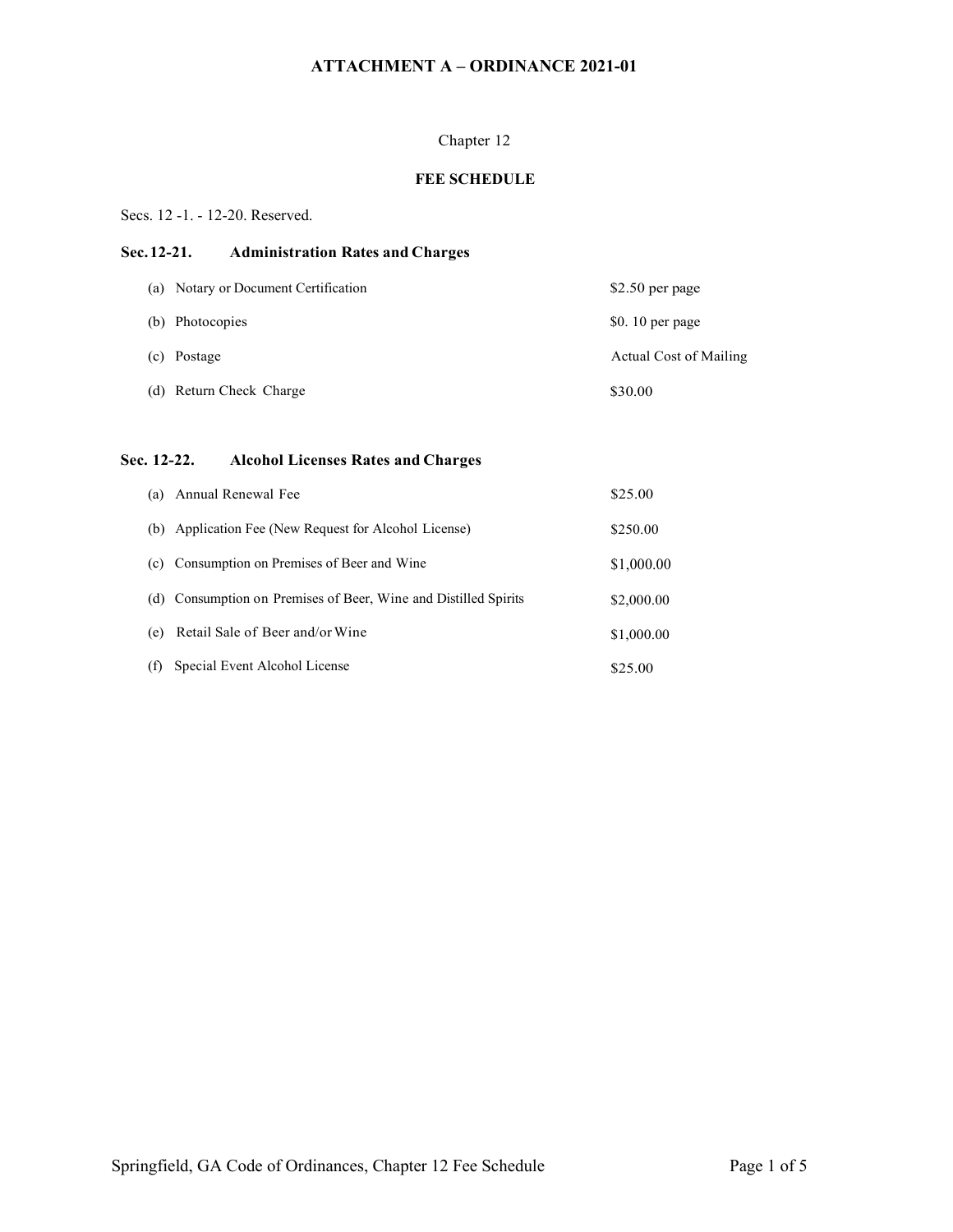# ATTACHMENT A – ORDINANCE 2021-01

Chapter 12

## FEE SCHEDULE

Secs. 12 -1. - 12-20. Reserved.

### Sec. 12-21. Administration Rates and Charges

| | |
|---|---|
| (a) Notary or Document Certification | $2.50 per page |
| (b) Photocopies | $0. 10 per page |
| (c) Postage | Actual Cost of Mailing |
| (d) Return Check Charge | $30.00 |

### Sec. 12-22. Alcohol Licenses Rates and Charges

| | |
|---|---|
| (a) Annual Renewal Fee | $25.00 |
| (b) Application Fee (New Request for Alcohol License) | $250.00 |
| (c) Consumption on Premises of Beer and Wine | $1,000.00 |
| (d) Consumption on Premises of Beer, Wine and Distilled Spirits | $2,000.00 |
| (e) Retail Sale of Beer and/or Wine | $1,000.00 |
| (f) Special Event Alcohol License | $25.00 |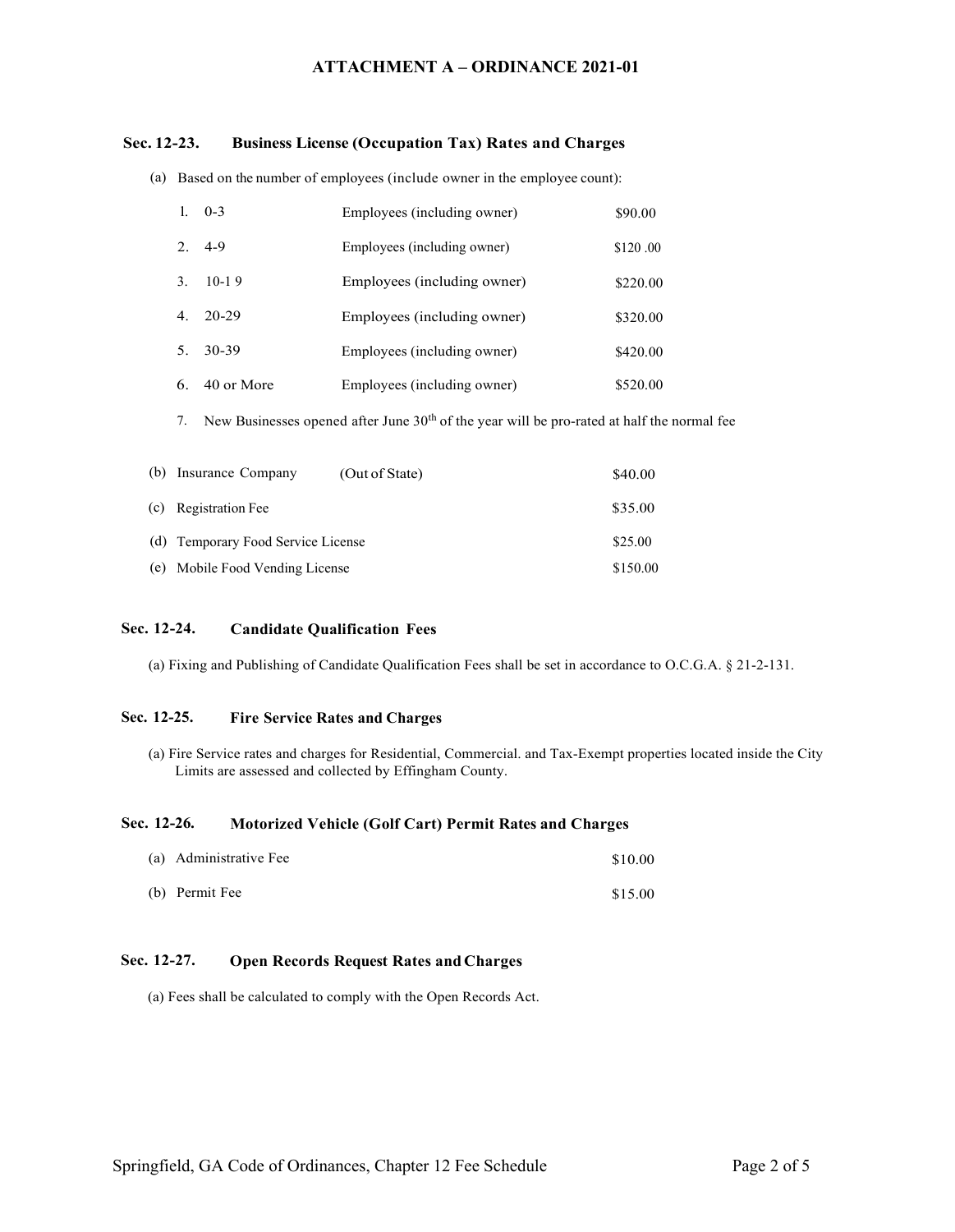# ATTACHMENT A – ORDINANCE 2021-01

## Sec. 12-23. Business License (Occupation Tax) Rates and Charges

(a) Based on the number of employees (include owner in the employee count):

1. 0-3 Employees (including owner) $90.00
2. 4-9 Employees (including owner) $120 .00
3. 10-1 9 Employees (including owner) $220.00
4. 20-29 Employees (including owner) $320.00
5. 30-39 Employees (including owner) $420.00
6. 40 or More Employees (including owner) $520.00
7. New Businesses opened after June 30th of the year will be pro-rated at half the normal fee

(b) Insurance Company (Out of State) $40.00

(c) Registration Fee $35.00

(d) Temporary Food Service License $25.00

(e) Mobile Food Vending License $150.00

## Sec. 12-24. Candidate Qualification Fees

(a) Fixing and Publishing of Candidate Qualification Fees shall be set in accordance to O.C.G.A. § 21-2-131.

## Sec. 12-25. Fire Service Rates and Charges

(a) Fire Service rates and charges for Residential, Commercial. and Tax-Exempt properties located inside the City Limits are assessed and collected by Effingham County.

## Sec. 12-26. Motorized Vehicle (Golf Cart) Permit Rates and Charges

(a) Administrative Fee $10.00

(b) Permit Fee $15.00

## Sec. 12-27. Open Records Request Rates and Charges

(a) Fees shall be calculated to comply with the Open Records Act.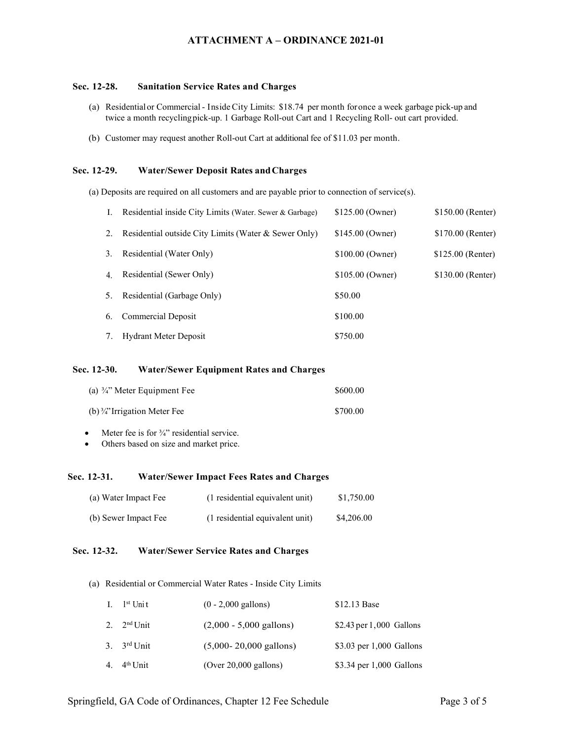# ATTACHMENT A – ORDINANCE 2021-01

## Sec. 12-28. Sanitation Service Rates and Charges

(a) Residential or Commercial - Inside City Limits: $18.74 per month for once a week garbage pick-up and twice a month recycling pick-up. 1 Garbage Roll-out Cart and 1 Recycling Roll- out cart provided.

(b) Customer may request another Roll-out Cart at additional fee of $11.03 per month.

## Sec. 12-29. Water/Sewer Deposit Rates and Charges

(a) Deposits are required on all customers and are payable prior to connection of service(s).

| | | | |
|---|---|---|---|
| I. | Residential inside City Limits (Water. Sewer & Garbage) | $125.00 (Owner) | $150.00 (Renter) |
| 2. | Residential outside City Limits (Water & Sewer Only) | $145.00 (Owner) | $170.00 (Renter) |
| 3. | Residential (Water Only) | $100.00 (Owner) | $125.00 (Renter) |
| 4. | Residential (Sewer Only) | $105.00 (Owner) | $130.00 (Renter) |
| 5. | Residential (Garbage Only) | $50.00 | |
| 6. | Commercial Deposit | $100.00 | |
| 7. | Hydrant Meter Deposit | $750.00 | |

## Sec. 12-30. Water/Sewer Equipment Rates and Charges

| | |
|---|---|
| (a) ¾" Meter Equipment Fee | $600.00 |
| (b) ¾" Irrigation Meter Fee | $700.00 |

- Meter fee is for ¾" residential service.
- Others based on size and market price.

## Sec. 12-31. Water/Sewer Impact Fees Rates and Charges

| | | |
|---|---|---|
| (a) Water Impact Fee | (1 residential equivalent unit) | $1,750.00 |
| (b) Sewer Impact Fee | (1 residential equivalent unit) | $4,206.00 |

## Sec. 12-32. Water/Sewer Service Rates and Charges

(a) Residential or Commercial Water Rates - Inside City Limits

| | | | |
|---|---|---|---|
| I. | 1st Unit | (0 - 2,000 gallons) | $12.13 Base |
| 2. | 2nd Unit | (2,000 - 5,000 gallons) | $2.43 per 1,000 Gallons |
| 3. | 3rd Unit | (5,000- 20,000 gallons) | $3.03 per 1,000 Gallons |
| 4. | 4th Unit | (Over 20,000 gallons) | $3.34 per 1,000 Gallons |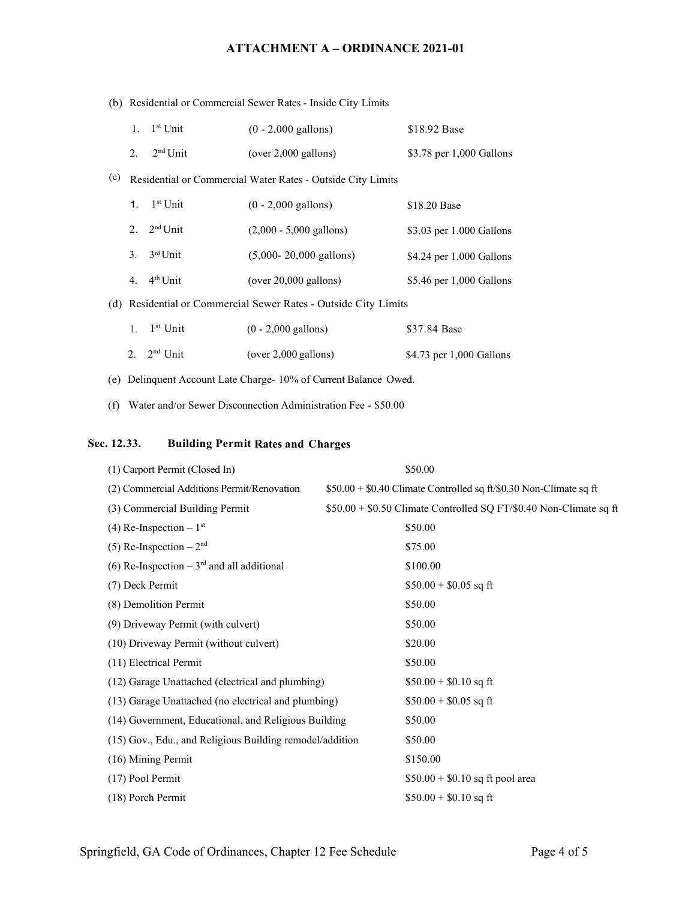# ATTACHMENT A – ORDINANCE 2021-01

(b) Residential or Commercial Sewer Rates - Inside City Limits

| | | |
|---|---|---|
| 1. 1st Unit | (0 - 2,000 gallons) | $18.92 Base |
| 2. 2nd Unit | (over 2,000 gallons) | $3.78 per 1,000 Gallons |

(c) Residential or Commercial Water Rates - Outside City Limits

| | | |
|---|---|---|
| 1. 1st Unit | (0 - 2,000 gallons) | $18.20 Base |
| 2. 2nd Unit | (2,000 - 5,000 gallons) | $3.03 per 1.000 Gallons |
| 3. 3rd Unit | (5,000- 20,000 gallons) | $4.24 per 1.000 Gallons |
| 4. 4th Unit | (over 20,000 gallons) | $5.46 per 1,000 Gallons |

(d) Residential or Commercial Sewer Rates - Outside City Limits

| | | |
|---|---|---|
| 1. 1st Unit | (0 - 2,000 gallons) | $37.84 Base |
| 2. 2nd Unit | (over 2,000 gallons) | $4.73 per 1,000 Gallons |

(e) Delinquent Account Late Charge- 10% of Current Balance Owed.

(f) Water and/or Sewer Disconnection Administration Fee - $50.00

## Sec. 12.33. Building Permit Rates and Charges

| | |
|---|---|
| (1) Carport Permit (Closed In) | $50.00 |
| (2) Commercial Additions Permit/Renovation | $50.00 + $0.40 Climate Controlled sq ft/$0.30 Non-Climate sq ft |
| (3) Commercial Building Permit | $50.00 + $0.50 Climate Controlled SQ FT/$0.40 Non-Climate sq ft |
| (4) Re-Inspection – 1st | $50.00 |
| (5) Re-Inspection – 2nd | $75.00 |
| (6) Re-Inspection – 3rd and all additional | $100.00 |
| (7) Deck Permit | $50.00 + $0.05 sq ft |
| (8) Demolition Permit | $50.00 |
| (9) Driveway Permit (with culvert) | $50.00 |
| (10) Driveway Permit (without culvert) | $20.00 |
| (11) Electrical Permit | $50.00 |
| (12) Garage Unattached (electrical and plumbing) | $50.00 + $0.10 sq ft |
| (13) Garage Unattached (no electrical and plumbing) | $50.00 + $0.05 sq ft |
| (14) Government, Educational, and Religious Building | $50.00 |
| (15) Gov., Edu., and Religious Building remodel/addition | $50.00 |
| (16) Mining Permit | $150.00 |
| (17) Pool Permit | $50.00 + $0.10 sq ft pool area |
| (18) Porch Permit | $50.00 + $0.10 sq ft |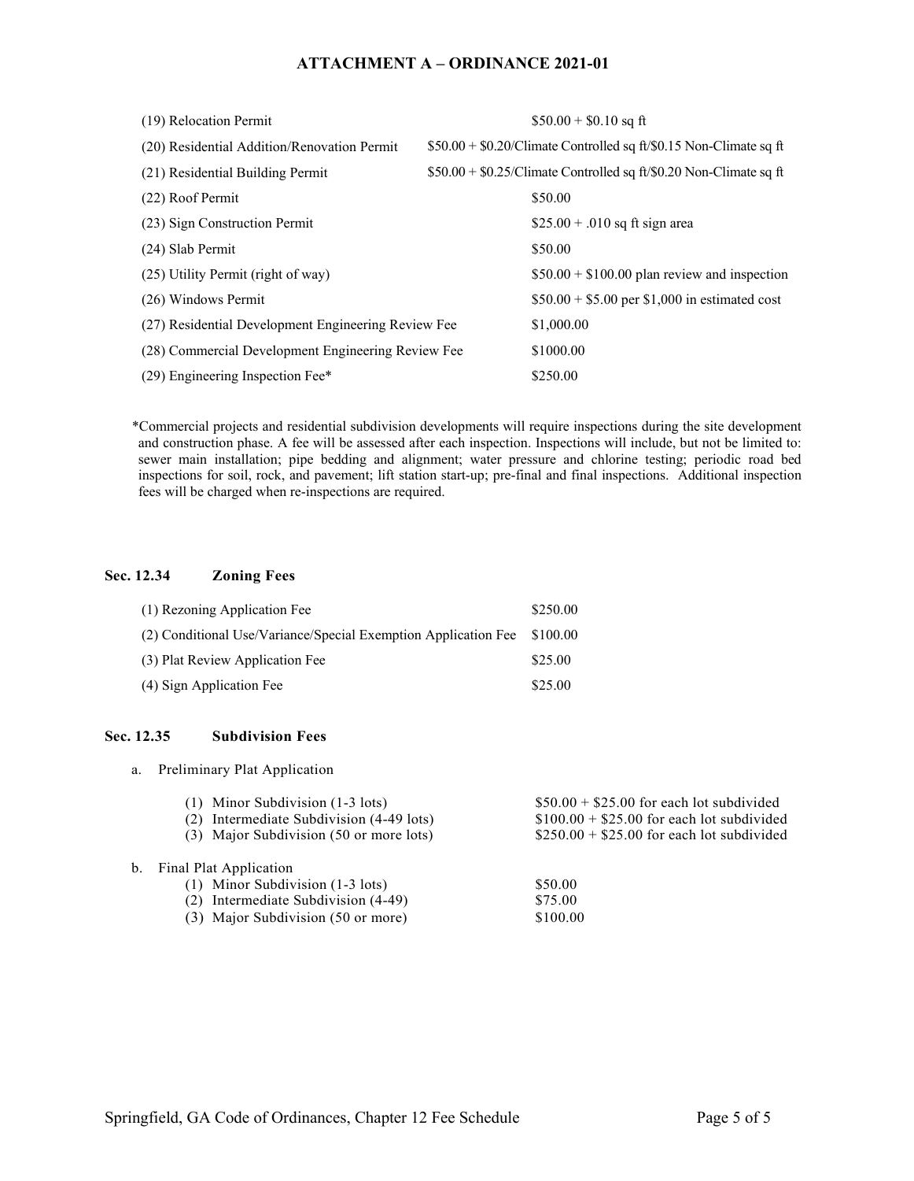# ATTACHMENT A – ORDINANCE 2021-01

| | |
|---|---|
| (19) Relocation Permit | \$50.00 + \$0.10 sq ft |
| (20) Residential Addition/Renovation Permit | \$50.00 + \$0.20/Climate Controlled sq ft/\$0.15 Non-Climate sq ft |
| (21) Residential Building Permit | \$50.00 + \$0.25/Climate Controlled sq ft/\$0.20 Non-Climate sq ft |
| (22) Roof Permit | \$50.00 |
| (23) Sign Construction Permit | \$25.00 + .010 sq ft sign area |
| (24) Slab Permit | \$50.00 |
| (25) Utility Permit (right of way) | \$50.00 + \$100.00 plan review and inspection |
| (26) Windows Permit | \$50.00 + \$5.00 per \$1,000 in estimated cost |
| (27) Residential Development Engineering Review Fee | \$1,000.00 |
| (28) Commercial Development Engineering Review Fee | \$1000.00 |
| (29) Engineering Inspection Fee* | \$250.00 |

*Commercial projects and residential subdivision developments will require inspections during the site development and construction phase. A fee will be assessed after each inspection. Inspections will include, but not be limited to: sewer main installation; pipe bedding and alignment; water pressure and chlorine testing; periodic road bed inspections for soil, rock, and pavement; lift station start-up; pre-final and final inspections. Additional inspection fees will be charged when re-inspections are required.

## Sec. 12.34 Zoning Fees

| | |
|---|---|
| (1) Rezoning Application Fee | \$250.00 |
| (2) Conditional Use/Variance/Special Exemption Application Fee | \$100.00 |
| (3) Plat Review Application Fee | \$25.00 |
| (4) Sign Application Fee | \$25.00 |

## Sec. 12.35 Subdivision Fees

a. Preliminary Plat Application

| | |
|---|---|
| (1) Minor Subdivision (1-3 lots) | \$50.00 + \$25.00 for each lot subdivided |
| (2) Intermediate Subdivision (4-49 lots) | \$100.00 + \$25.00 for each lot subdivided |
| (3) Major Subdivision (50 or more lots) | \$250.00 + \$25.00 for each lot subdivided |

b. Final Plat Application

| | |
|---|---|
| (1) Minor Subdivision (1-3 lots) | \$50.00 |
| (2) Intermediate Subdivision (4-49) | \$75.00 |
| (3) Major Subdivision (50 or more) | \$100.00 |